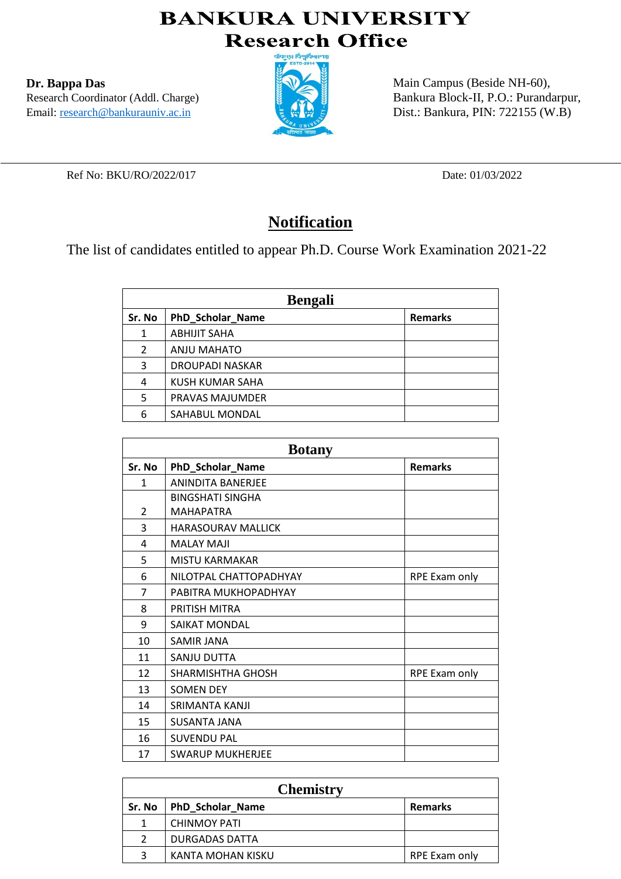# BANKURA UNIVERSITY
## Research Office

**Dr. Bappa Das**
Research Coordinator (Addl. Charge)
Email: research@bankurauniv.ac.in

Main Campus (Beside NH-60),
Bankura Block-II, P.O.: Purandarpur,
Dist.: Bankura, PIN: 722155 (W.B)

Ref No: BKU/RO/2022/017

Date: 01/03/2022

## Notification

The list of candidates entitled to appear Ph.D. Course Work Examination 2021-22

**Bengali**

| Sr. No | PhD_Scholar_Name | Remarks |
|---|---|---|
| 1 | ABHIJIT SAHA | |
| 2 | ANJU MAHATO | |
| 3 | DROUPADI NASKAR | |
| 4 | KUSH KUMAR SAHA | |
| 5 | PRAVAS MAJUMDER | |
| 6 | SAHABUL MONDAL | |

**Botany**

| Sr. No | PhD_Scholar_Name | Remarks |
|---|---|---|
| 1 | ANINDITA BANERJEE | |
| 2 | BINGSHATI SINGHA MAHAPATRA | |
| 3 | HARASOURAV MALLICK | |
| 4 | MALAY MAJI | |
| 5 | MISTU KARMAKAR | |
| 6 | NILOTPAL CHATTOPADHYAY | RPE Exam only |
| 7 | PABITRA MUKHOPADHYAY | |
| 8 | PRITISH MITRA | |
| 9 | SAIKAT MONDAL | |
| 10 | SAMIR JANA | |
| 11 | SANJU DUTTA | |
| 12 | SHARMISHTHA GHOSH | RPE Exam only |
| 13 | SOMEN DEY | |
| 14 | SRIMANTA KANJI | |
| 15 | SUSANTA JANA | |
| 16 | SUVENDU PAL | |
| 17 | SWARUP MUKHERJEE | |

**Chemistry**

| Sr. No | PhD_Scholar_Name | Remarks |
|---|---|---|
| 1 | CHINMOY PATI | |
| 2 | DURGADAS DATTA | |
| 3 | KANTA MOHAN KISKU | RPE Exam only |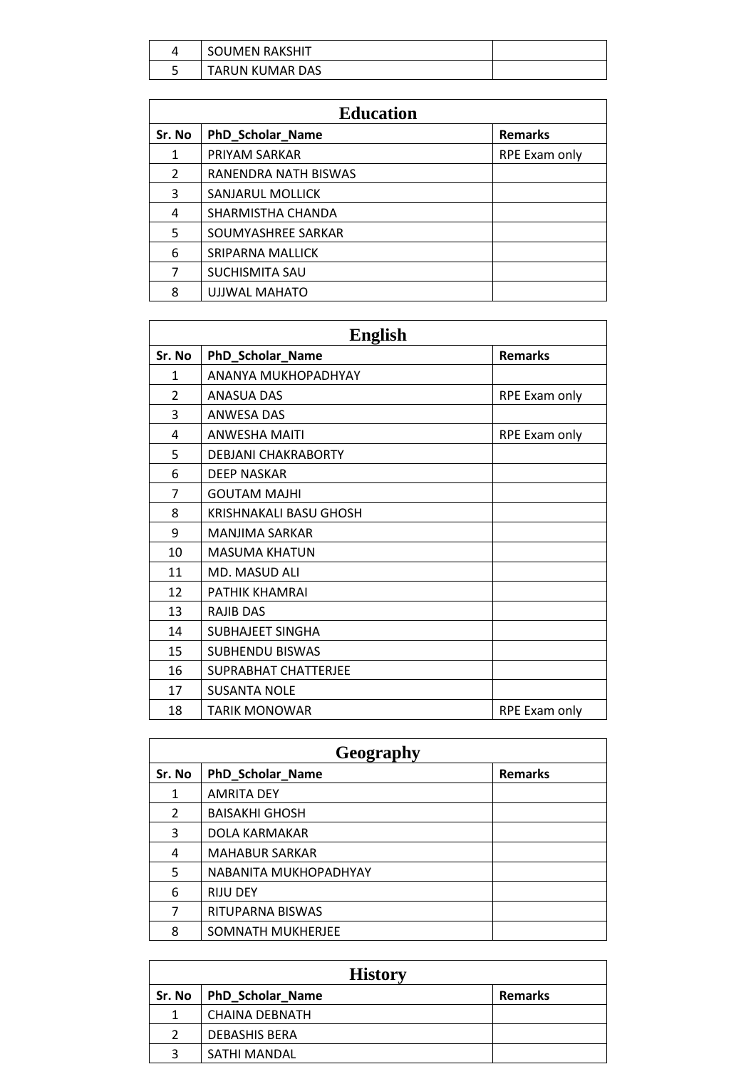| Sr. No | PhD_Scholar_Name | Remarks |
|---|---|---|
| 4 | SOUMEN RAKSHIT | |
| 5 | TARUN KUMAR DAS | |

| Education | | |
|---|---|---|
| **Sr. No** | **PhD_Scholar_Name** | **Remarks** |
| 1 | PRIYAM SARKAR | RPE Exam only |
| 2 | RANENDRA NATH BISWAS | |
| 3 | SANJARUL MOLLICK | |
| 4 | SHARMISTHA CHANDA | |
| 5 | SOUMYASHREE SARKAR | |
| 6 | SRIPARNA MALLICK | |
| 7 | SUCHISMITA SAU | |
| 8 | UJJWAL MAHATO | |

| English | | |
|---|---|---|
| **Sr. No** | **PhD_Scholar_Name** | **Remarks** |
| 1 | ANANYA MUKHOPADHYAY | |
| 2 | ANASUA DAS | RPE Exam only |
| 3 | ANWESA DAS | |
| 4 | ANWESHA MAITI | RPE Exam only |
| 5 | DEBJANI CHAKRABORTY | |
| 6 | DEEP NASKAR | |
| 7 | GOUTAM MAJHI | |
| 8 | KRISHNAKALI BASU GHOSH | |
| 9 | MANJIMA SARKAR | |
| 10 | MASUMA KHATUN | |
| 11 | MD. MASUD ALI | |
| 12 | PATHIK KHAMRAI | |
| 13 | RAJIB DAS | |
| 14 | SUBHAJEET SINGHA | |
| 15 | SUBHENDU BISWAS | |
| 16 | SUPRABHAT CHATTERJEE | |
| 17 | SUSANTA NOLE | |
| 18 | TARIK MONOWAR | RPE Exam only |

| Geography | | |
|---|---|---|
| **Sr. No** | **PhD_Scholar_Name** | **Remarks** |
| 1 | AMRITA DEY | |
| 2 | BAISAKHI GHOSH | |
| 3 | DOLA KARMAKAR | |
| 4 | MAHABUR SARKAR | |
| 5 | NABANITA MUKHOPADHYAY | |
| 6 | RIJU DEY | |
| 7 | RITUPARNA BISWAS | |
| 8 | SOMNATH MUKHERJEE | |

| History | | |
|---|---|---|
| **Sr. No** | **PhD_Scholar_Name** | **Remarks** |
| 1 | CHAINA DEBNATH | |
| 2 | DEBASHIS BERA | |
| 3 | SATHI MANDAL | |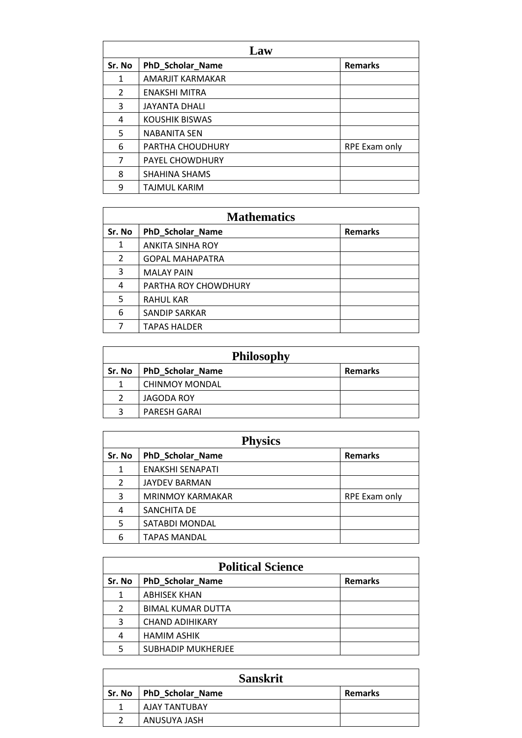## Law

| Sr. No | PhD_Scholar_Name | Remarks |
|---|---|---|
| 1 | AMARJIT KARMAKAR | |
| 2 | ENAKSHI MITRA | |
| 3 | JAYANTA DHALI | |
| 4 | KOUSHIK BISWAS | |
| 5 | NABANITA SEN | |
| 6 | PARTHA CHOUDHURY | RPE Exam only |
| 7 | PAYEL CHOWDHURY | |
| 8 | SHAHINA SHAMS | |
| 9 | TAJMUL KARIM | |

## Mathematics

| Sr. No | PhD_Scholar_Name | Remarks |
|---|---|---|
| 1 | ANKITA SINHA ROY | |
| 2 | GOPAL MAHAPATRA | |
| 3 | MALAY PAIN | |
| 4 | PARTHA ROY CHOWDHURY | |
| 5 | RAHUL KAR | |
| 6 | SANDIP SARKAR | |
| 7 | TAPAS HALDER | |

## Philosophy

| Sr. No | PhD_Scholar_Name | Remarks |
|---|---|---|
| 1 | CHINMOY MONDAL | |
| 2 | JAGODA ROY | |
| 3 | PARESH GARAI | |

## Physics

| Sr. No | PhD_Scholar_Name | Remarks |
|---|---|---|
| 1 | ENAKSHI SENAPATI | |
| 2 | JAYDEV BARMAN | |
| 3 | MRINMOY KARMAKAR | RPE Exam only |
| 4 | SANCHITA DE | |
| 5 | SATABDI MONDAL | |
| 6 | TAPAS MANDAL | |

## Political Science

| Sr. No | PhD_Scholar_Name | Remarks |
|---|---|---|
| 1 | ABHISEK KHAN | |
| 2 | BIMAL KUMAR DUTTA | |
| 3 | CHAND ADIHIKARY | |
| 4 | HAMIM ASHIK | |
| 5 | SUBHADIP MUKHERJEE | |

## Sanskrit

| Sr. No | PhD_Scholar_Name | Remarks |
|---|---|---|
| 1 | AJAY TANTUBAY | |
| 2 | ANUSUYA JASH | |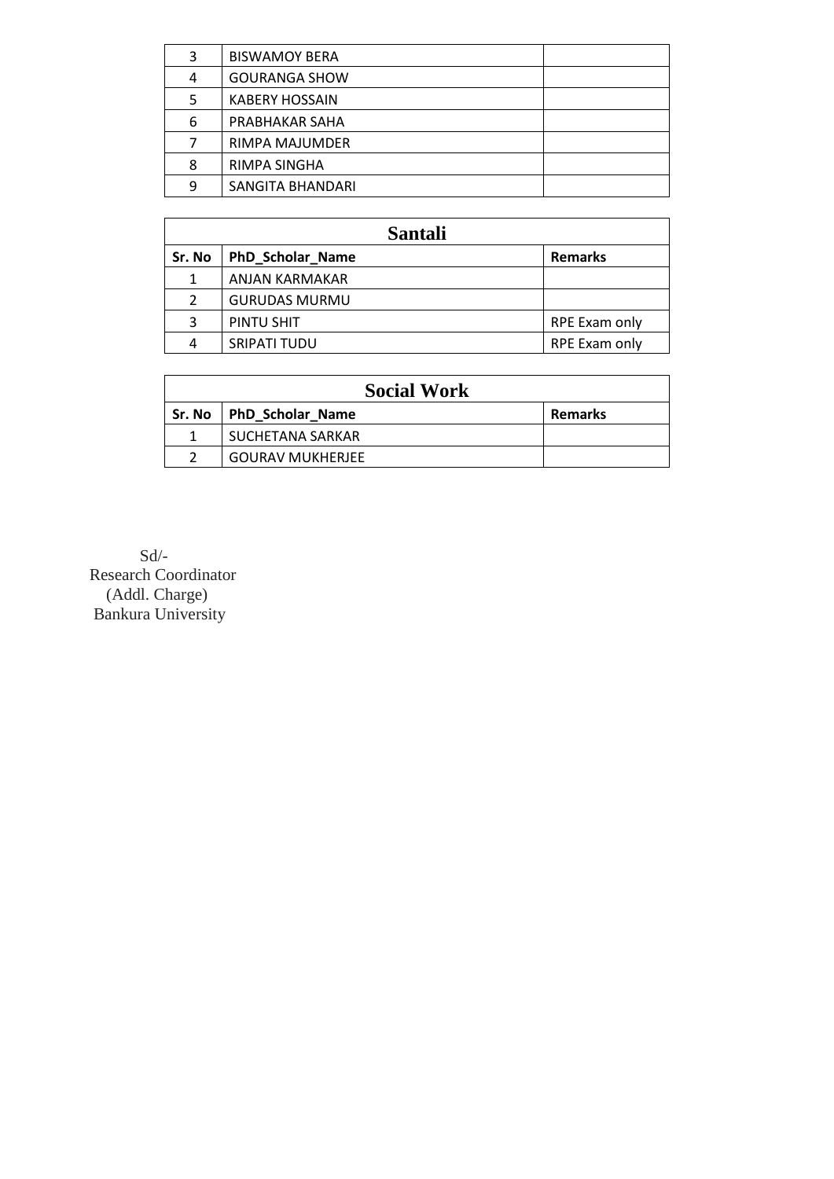| | | |
|---|---|---|
| 3 | BISWAMOY BERA | |
| 4 | GOURANGA SHOW | |
| 5 | KABERY HOSSAIN | |
| 6 | PRABHAKAR SAHA | |
| 7 | RIMPA MAJUMDER | |
| 8 | RIMPA SINGHA | |
| 9 | SANGITA BHANDARI | |

**Santali**

| Sr. No | PhD_Scholar_Name | Remarks |
|---|---|---|
| 1 | ANJAN KARMAKAR | |
| 2 | GURUDAS MURMU | |
| 3 | PINTU SHIT | RPE Exam only |
| 4 | SRIPATI TUDU | RPE Exam only |

**Social Work**

| Sr. No | PhD_Scholar_Name | Remarks |
|---|---|---|
| 1 | SUCHETANA SARKAR | |
| 2 | GOURAV MUKHERJEE | |

Sd/-
Research Coordinator
(Addl. Charge)
Bankura University